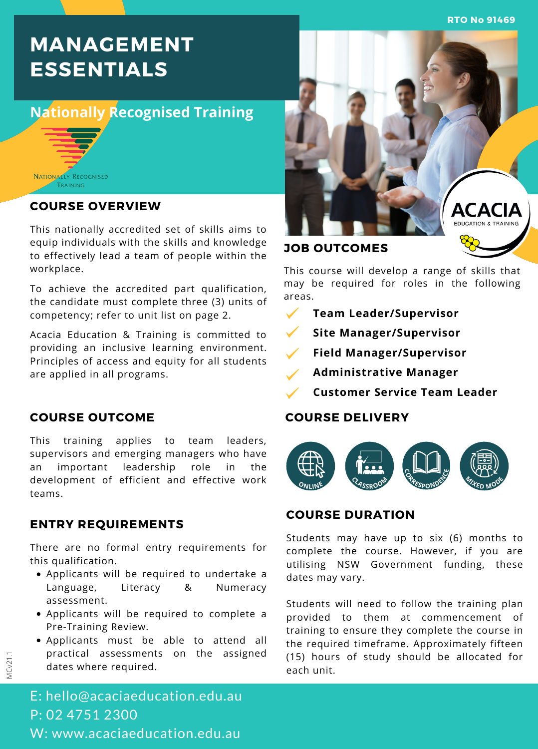RTO No 91469

# MANAGEMENT ESSENTIALS

## Nationally Recognised Training

NATIONALLY RECOGNISED TRAINING

## COURSE OVERVIEW

This nationally accredited set of skills aims to equip individuals with the skills and knowledge to effectively lead a team of people within the workplace.

To achieve the accredited part qualification, the candidate must complete three (3) units of competency; refer to unit list on page 2.

Acacia Education & Training is committed to providing an inclusive learning environment. Principles of access and equity for all students are applied in all programs.

## COURSE OUTCOME

This training applies to team leaders, supervisors and emerging managers who have an important leadership role in the development of efficient and effective work teams.

## ENTRY REQUIREMENTS

There are no formal entry requirements for this qualification.

- Applicants will be required to undertake a Language, Literacy & Numeracy assessment.
- Applicants will be required to complete a Pre-Training Review.
- Applicants must be able to attend all practical assessments on the assigned dates where required.

ACACIA EDUCATION & TRAINING

## JOB OUTCOMES

This course will develop a range of skills that may be required for roles in the following areas.

- **Team Leader/Supervisor**
- **Site Manager/Supervisor**
- **Field Manager/Supervisor**
- **Administrative Manager**
- **Customer Service Team Leader**

## COURSE DELIVERY

ONLINE | CLASSROOM | CORRESPONDENCE | MIXED MODE

## COURSE DURATION

Students may have up to six (6) months to complete the course. However, if you are utilising NSW Government funding, these dates may vary.

Students will need to follow the training plan provided to them at commencement of training to ensure they complete the course in the required timeframe. Approximately fifteen (15) hours of study should be allocated for each unit.

MCv21.1

E: hello@acaciaeducation.edu.au
P: 02 4751 2300
W: www.acaciaeducation.edu.au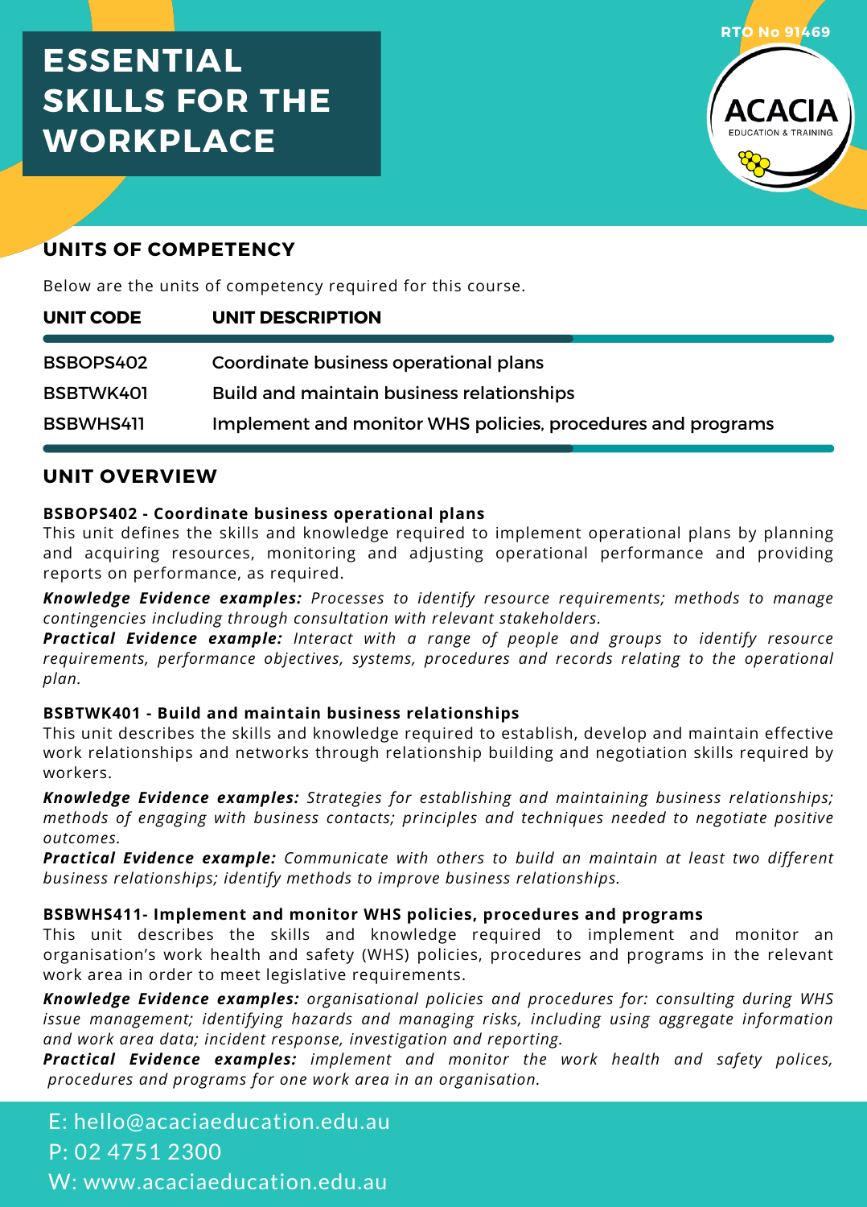# ESSENTIAL SKILLS FOR THE WORKPLACE

RTO No 91469

ACACIA
EDUCATION & TRAINING

## UNITS OF COMPETENCY

Below are the units of competency required for this course.

| UNIT CODE | UNIT DESCRIPTION |
|---|---|
| BSBOPS402 | Coordinate business operational plans |
| BSBTWK401 | Build and maintain business relationships |
| BSBWHS411 | Implement and monitor WHS policies, procedures and programs |

## UNIT OVERVIEW

**BSBOPS402 - Coordinate business operational plans**
This unit defines the skills and knowledge required to implement operational plans by planning and acquiring resources, monitoring and adjusting operational performance and providing reports on performance, as required.

***Knowledge Evidence examples:*** *Processes to identify resource requirements; methods to manage contingencies including through consultation with relevant stakeholders.*
***Practical Evidence example:*** *Interact with a range of people and groups to identify resource requirements, performance objectives, systems, procedures and records relating to the operational plan.*

**BSBTWK401 - Build and maintain business relationships**
This unit describes the skills and knowledge required to establish, develop and maintain effective work relationships and networks through relationship building and negotiation skills required by workers.

***Knowledge Evidence examples:*** *Strategies for establishing and maintaining business relationships; methods of engaging with business contacts; principles and techniques needed to negotiate positive outcomes.*
***Practical Evidence example:*** *Communicate with others to build an maintain at least two different business relationships; identify methods to improve business relationships.*

**BSBWHS411- Implement and monitor WHS policies, procedures and programs**
This unit describes the skills and knowledge required to implement and monitor an organisation's work health and safety (WHS) policies, procedures and programs in the relevant work area in order to meet legislative requirements.

***Knowledge Evidence examples:*** *organisational policies and procedures for: consulting during WHS issue management; identifying hazards and managing risks, including using aggregate information and work area data; incident response, investigation and reporting.*
***Practical Evidence examples:*** *implement and monitor the work health and safety polices, procedures and programs for one work area in an organisation.*

E: hello@acaciaeducation.edu.au
P: 02 4751 2300
W: www.acaciaeducation.edu.au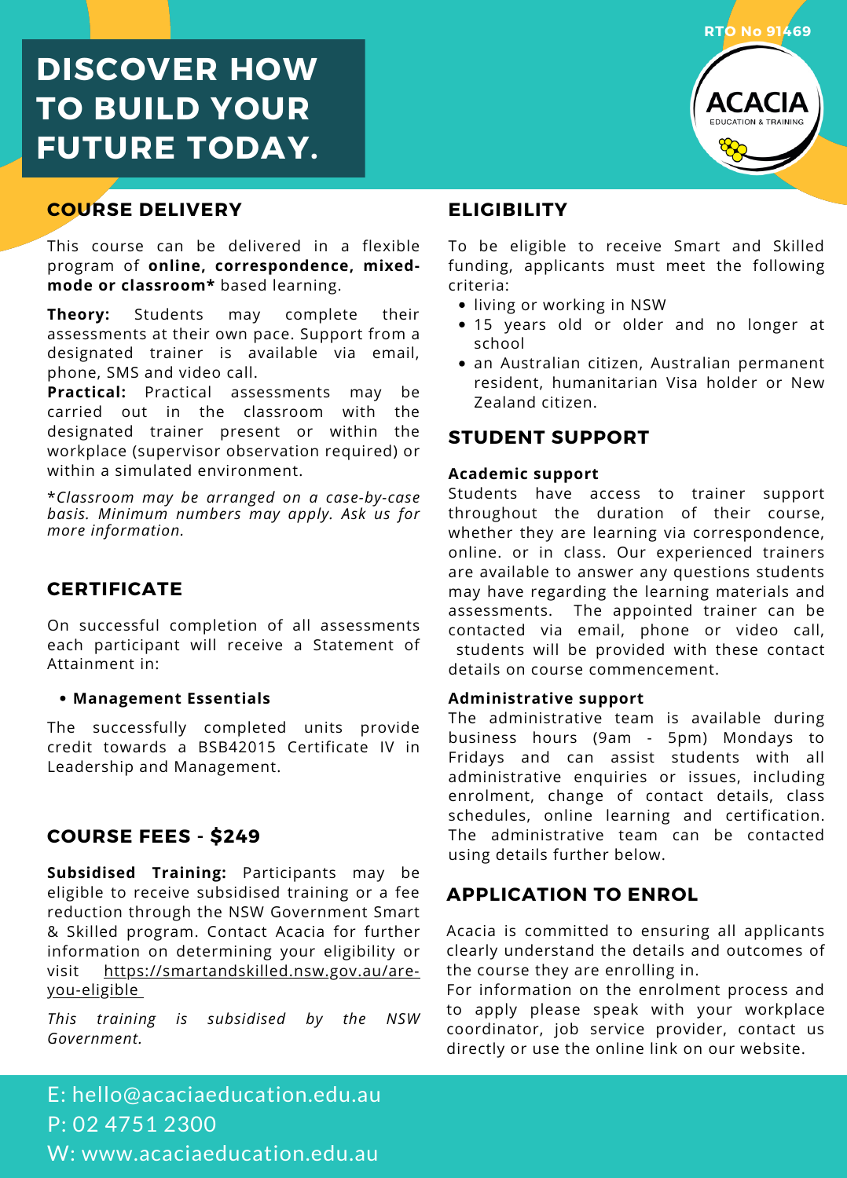# DISCOVER HOW TO BUILD YOUR FUTURE TODAY.

RTO No 91469

ACACIA
EDUCATION & TRAINING

## COURSE DELIVERY

This course can be delivered in a flexible program of **online, correspondence, mixed-mode or classroom*** based learning.

**Theory:** Students may complete their assessments at their own pace. Support from a designated trainer is available via email, phone, SMS and video call.
**Practical:** Practical assessments may be carried out in the classroom with the designated trainer present or within the workplace (supervisor observation required) or within a simulated environment.

*\*Classroom may be arranged on a case-by-case basis. Minimum numbers may apply. Ask us for more information.*

## CERTIFICATE

On successful completion of all assessments each participant will receive a Statement of Attainment in:

- **Management Essentials**

The successfully completed units provide credit towards a BSB42015 Certificate IV in Leadership and Management.

## COURSE FEES - $249

**Subsidised Training:** Participants may be eligible to receive subsidised training or a fee reduction through the NSW Government Smart & Skilled program. Contact Acacia for further information on determining your eligibility or visit https://smartandskilled.nsw.gov.au/are-you-eligible

*This training is subsidised by the NSW Government.*

## ELIGIBILITY

To be eligible to receive Smart and Skilled funding, applicants must meet the following criteria:

- living or working in NSW
- 15 years old or older and no longer at school
- an Australian citizen, Australian permanent resident, humanitarian Visa holder or New Zealand citizen.

## STUDENT SUPPORT

### Academic support

Students have access to trainer support throughout the duration of their course, whether they are learning via correspondence, online. or in class. Our experienced trainers are available to answer any questions students may have regarding the learning materials and assessments. The appointed trainer can be contacted via email, phone or video call, students will be provided with these contact details on course commencement.

### Administrative support

The administrative team is available during business hours (9am - 5pm) Mondays to Fridays and can assist students with all administrative enquiries or issues, including enrolment, change of contact details, class schedules, online learning and certification. The administrative team can be contacted using details further below.

## APPLICATION TO ENROL

Acacia is committed to ensuring all applicants clearly understand the details and outcomes of the course they are enrolling in.
For information on the enrolment process and to apply please speak with your workplace coordinator, job service provider, contact us directly or use the online link on our website.

E: hello@acaciaeducation.edu.au
P: 02 4751 2300
W: www.acaciaeducation.edu.au